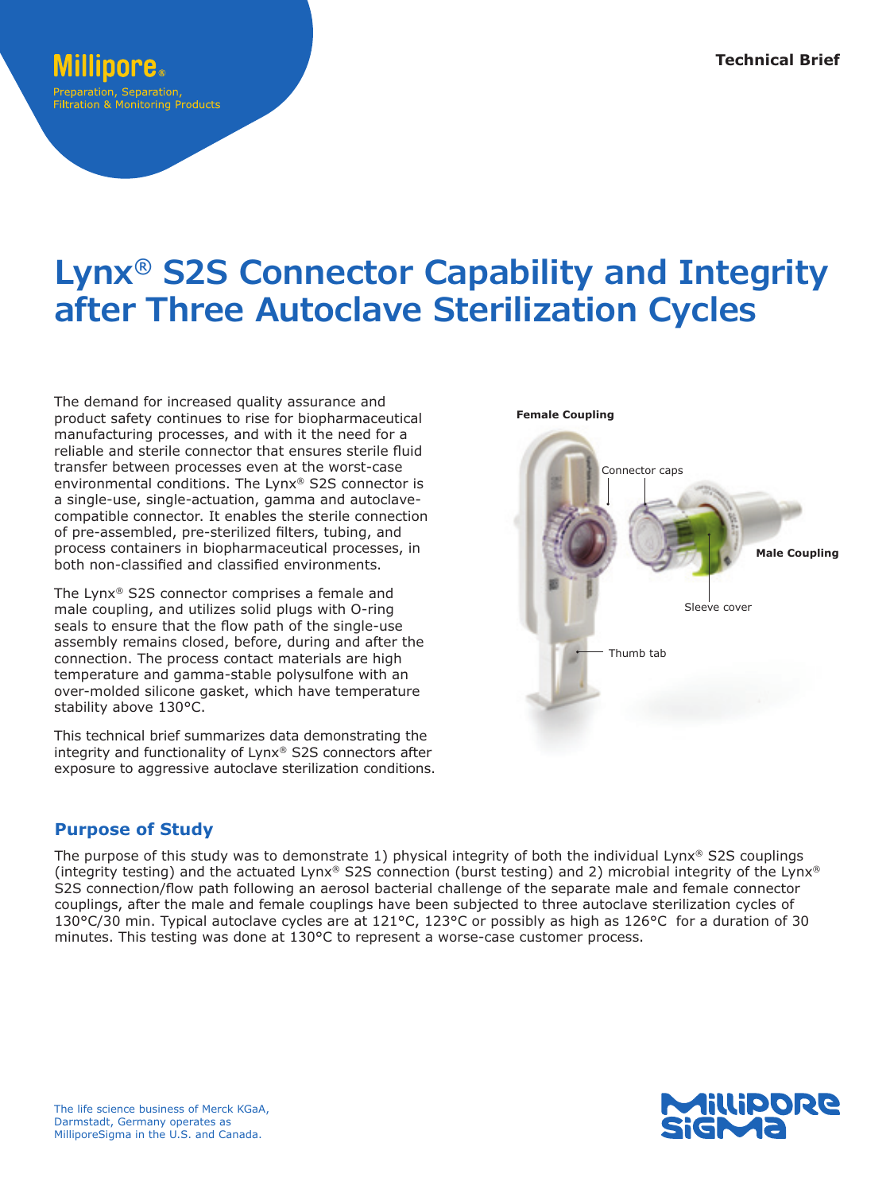Technical Brief

# Lynx® S2S Connector Capability and Integrity after Three Autoclave Sterilization Cycles

The demand for increased quality assurance and product safety continues to rise for biopharmaceutical manufacturing processes, and with it the need for a reliable and sterile connector that ensures sterile fluid transfer between processes even at the worst-case environmental conditions. The Lynx® S2S connector is a single-use, single-actuation, gamma and autoclave-compatible connector. It enables the sterile connection of pre-assembled, pre-sterilized filters, tubing, and process containers in biopharmaceutical processes, in both non-classified and classified environments.

The Lynx® S2S connector comprises a female and male coupling, and utilizes solid plugs with O-ring seals to ensure that the flow path of the single-use assembly remains closed, before, during and after the connection. The process contact materials are high temperature and gamma-stable polysulfone with an over-molded silicone gasket, which have temperature stability above 130°C.

This technical brief summarizes data demonstrating the integrity and functionality of Lynx® S2S connectors after exposure to aggressive autoclave sterilization conditions.

**Female Coupling**

Connector caps

**Male Coupling**

Sleeve cover

Thumb tab

## Purpose of Study

The purpose of this study was to demonstrate 1) physical integrity of both the individual Lynx® S2S couplings (integrity testing) and the actuated Lynx® S2S connection (burst testing) and 2) microbial integrity of the Lynx® S2S connection/flow path following an aerosol bacterial challenge of the separate male and female connector couplings, after the male and female couplings have been subjected to three autoclave sterilization cycles of 130°C/30 min. Typical autoclave cycles are at 121°C, 123°C or possibly as high as 126°C for a duration of 30 minutes. This testing was done at 130°C to represent a worse-case customer process.

The life science business of Merck KGaA, Darmstadt, Germany operates as MilliporeSigma in the U.S. and Canada.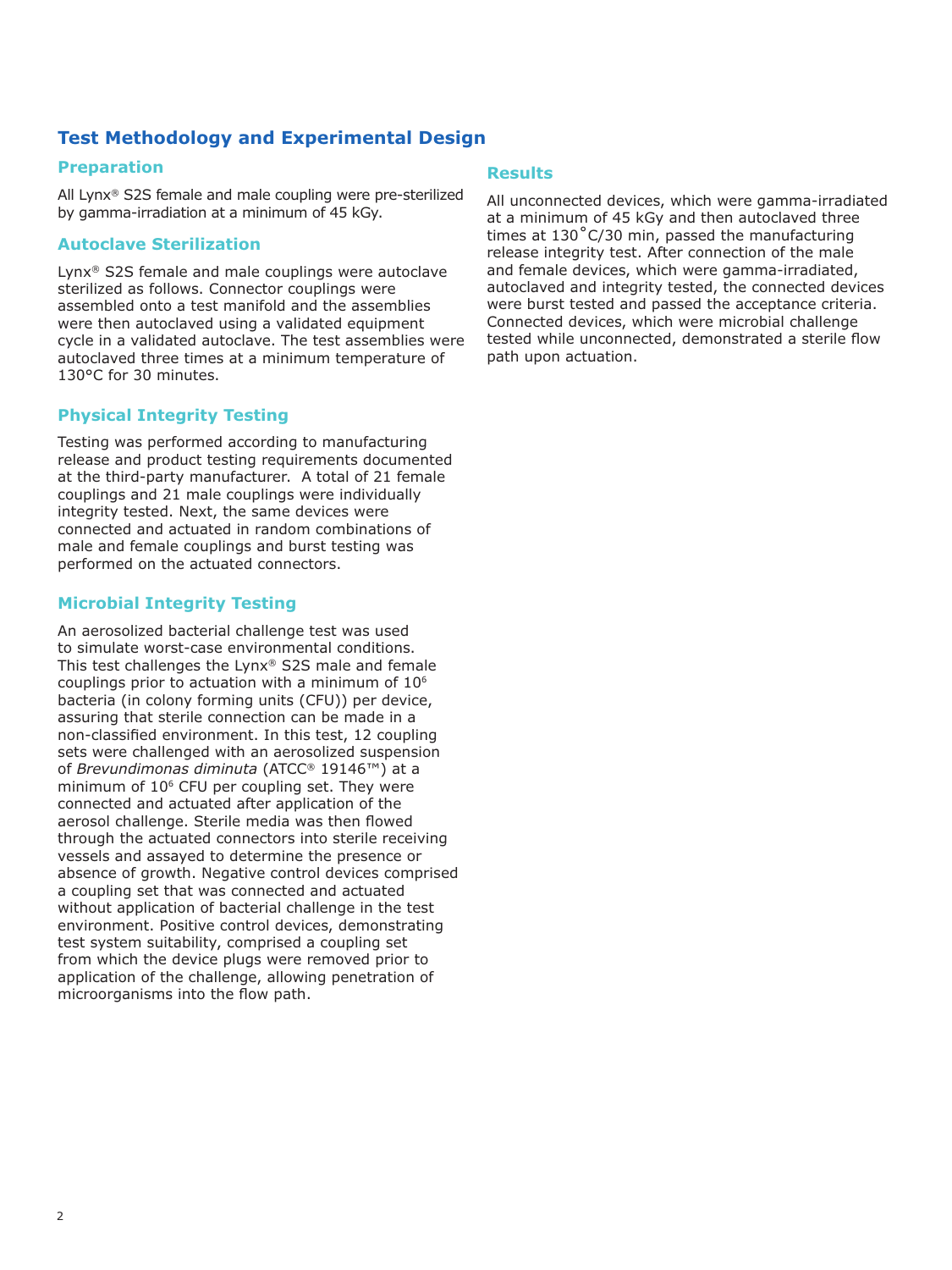## Test Methodology and Experimental Design

### Preparation

All Lynx® S2S female and male coupling were pre-sterilized by gamma-irradiation at a minimum of 45 kGy.

### Autoclave Sterilization

Lynx® S2S female and male couplings were autoclave sterilized as follows. Connector couplings were assembled onto a test manifold and the assemblies were then autoclaved using a validated equipment cycle in a validated autoclave. The test assemblies were autoclaved three times at a minimum temperature of 130°C for 30 minutes.

### Physical Integrity Testing

Testing was performed according to manufacturing release and product testing requirements documented at the third-party manufacturer. A total of 21 female couplings and 21 male couplings were individually integrity tested. Next, the same devices were connected and actuated in random combinations of male and female couplings and burst testing was performed on the actuated connectors.

### Microbial Integrity Testing

An aerosolized bacterial challenge test was used to simulate worst-case environmental conditions. This test challenges the Lynx® S2S male and female couplings prior to actuation with a minimum of $10^6$ bacteria (in colony forming units (CFU)) per device, assuring that sterile connection can be made in a non-classified environment. In this test, 12 coupling sets were challenged with an aerosolized suspension of *Brevundimonas diminuta* (ATCC® 19146™) at a minimum of $10^6$ CFU per coupling set. They were connected and actuated after application of the aerosol challenge. Sterile media was then flowed through the actuated connectors into sterile receiving vessels and assayed to determine the presence or absence of growth. Negative control devices comprised a coupling set that was connected and actuated without application of bacterial challenge in the test environment. Positive control devices, demonstrating test system suitability, comprised a coupling set from which the device plugs were removed prior to application of the challenge, allowing penetration of microorganisms into the flow path.

### Results

All unconnected devices, which were gamma-irradiated at a minimum of 45 kGy and then autoclaved three times at 130°C/30 min, passed the manufacturing release integrity test. After connection of the male and female devices, which were gamma-irradiated, autoclaved and integrity tested, the connected devices were burst tested and passed the acceptance criteria. Connected devices, which were microbial challenge tested while unconnected, demonstrated a sterile flow path upon actuation.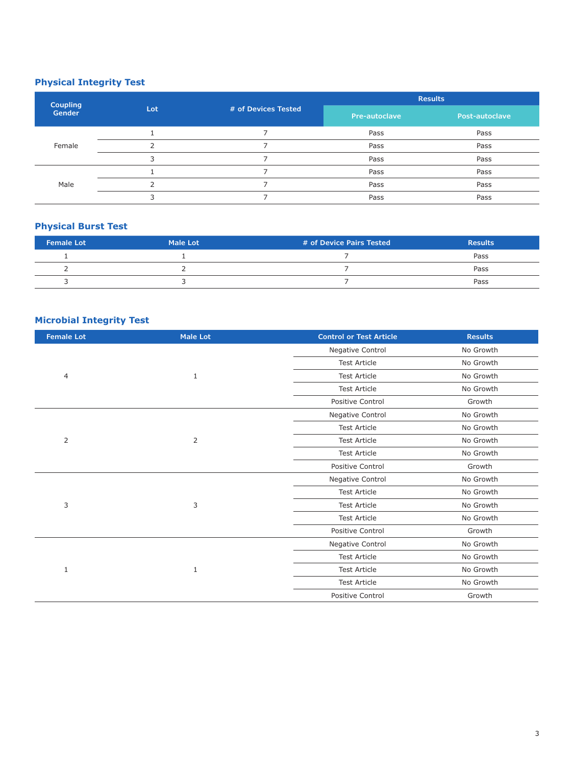## Physical Integrity Test

| Coupling Gender | Lot | # of Devices Tested | Results | |
|---|---|---|---|---|
| | | | Pre-autoclave | Post-autoclave |
| Female | 1 | 7 | Pass | Pass |
| | 2 | 7 | Pass | Pass |
| | 3 | 7 | Pass | Pass |
| Male | 1 | 7 | Pass | Pass |
| | 2 | 7 | Pass | Pass |
| | 3 | 7 | Pass | Pass |

## Physical Burst Test

| Female Lot | Male Lot | # of Device Pairs Tested | Results |
|---|---|---|---|
| 1 | 1 | 7 | Pass |
| 2 | 2 | 7 | Pass |
| 3 | 3 | 7 | Pass |

## Microbial Integrity Test

| Female Lot | Male Lot | Control or Test Article | Results |
|---|---|---|---|
| 4 | 1 | Negative Control | No Growth |
| | | Test Article | No Growth |
| | | Test Article | No Growth |
| | | Test Article | No Growth |
| | | Positive Control | Growth |
| 2 | 2 | Negative Control | No Growth |
| | | Test Article | No Growth |
| | | Test Article | No Growth |
| | | Test Article | No Growth |
| | | Positive Control | Growth |
| 3 | 3 | Negative Control | No Growth |
| | | Test Article | No Growth |
| | | Test Article | No Growth |
| | | Test Article | No Growth |
| | | Positive Control | Growth |
| 1 | 1 | Negative Control | No Growth |
| | | Test Article | No Growth |
| | | Test Article | No Growth |
| | | Test Article | No Growth |
| | | Positive Control | Growth |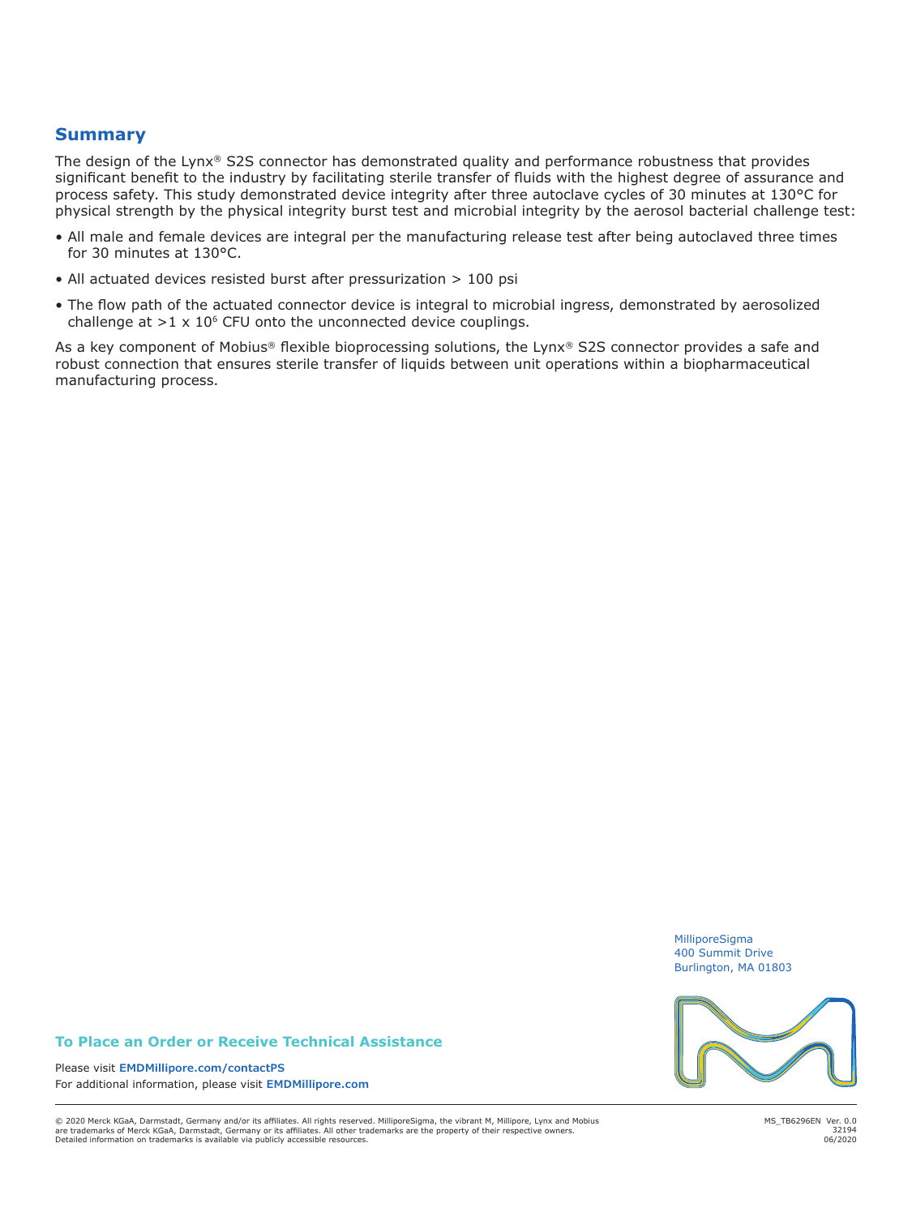## Summary

The design of the Lynx® S2S connector has demonstrated quality and performance robustness that provides significant benefit to the industry by facilitating sterile transfer of fluids with the highest degree of assurance and process safety. This study demonstrated device integrity after three autoclave cycles of 30 minutes at 130°C for physical strength by the physical integrity burst test and microbial integrity by the aerosol bacterial challenge test:

- All male and female devices are integral per the manufacturing release test after being autoclaved three times for 30 minutes at 130°C.
- All actuated devices resisted burst after pressurization > 100 psi
- The flow path of the actuated connector device is integral to microbial ingress, demonstrated by aerosolized challenge at $>1 \times 10^6$ CFU onto the unconnected device couplings.

As a key component of Mobius® flexible bioprocessing solutions, the Lynx® S2S connector provides a safe and robust connection that ensures sterile transfer of liquids between unit operations within a biopharmaceutical manufacturing process.

MilliporeSigma
400 Summit Drive
Burlington, MA 01803

### To Place an Order or Receive Technical Assistance

Please visit **EMDMillipore.com/contactPS**
For additional information, please visit **EMDMillipore.com**

© 2020 Merck KGaA, Darmstadt, Germany and/or its affiliates. All rights reserved. MilliporeSigma, the vibrant M, Millipore, Lynx and Mobius are trademarks of Merck KGaA, Darmstadt, Germany or its affiliates. All other trademarks are the property of their respective owners. Detailed information on trademarks is available via publicly accessible resources.

MS_TB6296EN Ver. 0.0
32194
06/2020